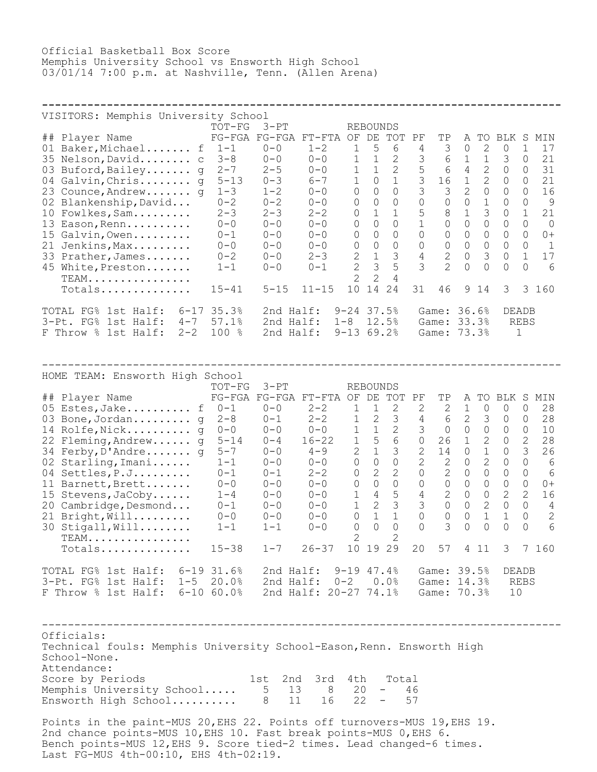Official Basketball Box Score
Memphis University School vs Ensworth High School
03/01/14 7:00 p.m. at Nashville, Tenn. (Allen Arena)

VISITORS: Memphis University School

| ## | Player Name | | TOT-FG FG-FGA | 3-PT FG-FGA | FT-FTA | REBOUNDS OF | DE | TOT | PF | TP | A | TO | BLK | S | MIN |
|---|---|---|---|---|---|---|---|---|---|---|---|---|---|---|---|
| 01 | Baker,Michael....... | f | 1-1 | 0-0 | 1-2 | 1 | 5 | 6 | 4 | 3 | 0 | 2 | 0 | 1 | 17 |
| 35 | Nelson,David........ | c | 3-8 | 0-0 | 0-0 | 1 | 1 | 2 | 3 | 6 | 1 | 1 | 3 | 0 | 21 |
| 03 | Buford,Bailey....... | g | 2-7 | 2-5 | 0-0 | 1 | 1 | 2 | 5 | 6 | 4 | 2 | 0 | 0 | 31 |
| 04 | Galvin,Chris........ | g | 5-13 | 0-3 | 6-7 | 1 | 0 | 1 | 3 | 16 | 1 | 2 | 0 | 0 | 21 |
| 23 | Counce,Andrew....... | g | 1-3 | 1-2 | 0-0 | 0 | 0 | 0 | 3 | 3 | 2 | 0 | 0 | 0 | 16 |
| 02 | Blankenship,David... | | 0-2 | 0-2 | 0-0 | 0 | 0 | 0 | 0 | 0 | 0 | 1 | 0 | 0 | 9 |
| 10 | Fowlkes,Sam......... | | 2-3 | 2-3 | 2-2 | 0 | 1 | 1 | 5 | 8 | 1 | 3 | 0 | 1 | 21 |
| 13 | Eason,Renn.......... | | 0-0 | 0-0 | 0-0 | 0 | 0 | 0 | 1 | 0 | 0 | 0 | 0 | 0 | 0 |
| 15 | Galvin,Owen......... | | 0-1 | 0-0 | 0-0 | 0 | 0 | 0 | 0 | 0 | 0 | 0 | 0 | 0 | 0+ |
| 21 | Jenkins,Max......... | | 0-0 | 0-0 | 0-0 | 0 | 0 | 0 | 0 | 0 | 0 | 0 | 0 | 0 | 1 |
| 33 | Prather,James....... | | 0-2 | 0-0 | 2-3 | 2 | 1 | 3 | 4 | 2 | 0 | 3 | 0 | 1 | 17 |
| 45 | White,Preston....... | | 1-1 | 0-0 | 0-1 | 2 | 3 | 5 | 3 | 2 | 0 | 0 | 0 | 0 | 6 |
| | TEAM................ | | | | | 2 | 2 | 4 | | | | | | | |
| | Totals.............. | | 15-41 | 5-15 | 11-15 | 10 | 14 | 24 | 31 | 46 | 9 | 14 | 3 | 3 | 160 |

TOTAL FG% 1st Half: 6-17 35.3% 2nd Half: 9-24 37.5% Game: 36.6% DEADB
3-Pt. FG% 1st Half: 4-7 57.1% 2nd Half: 1-8 12.5% Game: 33.3% REBS
F Throw % 1st Half: 2-2 100 % 2nd Half: 9-13 69.2% Game: 73.3% 1

HOME TEAM: Ensworth High School

| ## | Player Name | | TOT-FG FG-FGA | 3-PT FG-FGA | FT-FTA | REBOUNDS OF | DE | TOT | PF | TP | A | TO | BLK | S | MIN |
|---|---|---|---|---|---|---|---|---|---|---|---|---|---|---|---|
| 05 | Estes,Jake.......... | f | 0-1 | 0-0 | 2-2 | 1 | 1 | 2 | 2 | 2 | 1 | 0 | 0 | 0 | 28 |
| 03 | Bone,Jordan......... | g | 2-8 | 0-1 | 2-2 | 1 | 2 | 3 | 4 | 6 | 2 | 3 | 0 | 0 | 28 |
| 14 | Rolfe,Nick.......... | g | 0-0 | 0-0 | 0-0 | 1 | 1 | 2 | 3 | 0 | 0 | 0 | 0 | 0 | 10 |
| 22 | Fleming,Andrew...... | g | 5-14 | 0-4 | 16-22 | 1 | 5 | 6 | 0 | 26 | 1 | 2 | 0 | 2 | 28 |
| 34 | Ferby,D'Andre....... | g | 5-7 | 0-0 | 4-9 | 2 | 1 | 3 | 2 | 14 | 0 | 1 | 0 | 3 | 26 |
| 02 | Starling,Imani...... | | 1-1 | 0-0 | 0-0 | 0 | 0 | 0 | 2 | 2 | 0 | 2 | 0 | 0 | 6 |
| 04 | Settles,P.J......... | | 0-1 | 0-1 | 2-2 | 0 | 2 | 2 | 0 | 2 | 0 | 0 | 0 | 0 | 6 |
| 11 | Barnett,Brett....... | | 0-0 | 0-0 | 0-0 | 0 | 0 | 0 | 0 | 0 | 0 | 0 | 0 | 0 | 0+ |
| 15 | Stevens,JaCoby...... | | 1-4 | 0-0 | 0-0 | 1 | 4 | 5 | 4 | 2 | 0 | 0 | 2 | 2 | 16 |
| 20 | Cambridge,Desmond... | | 0-1 | 0-0 | 0-0 | 1 | 2 | 3 | 3 | 0 | 0 | 2 | 0 | 0 | 4 |
| 21 | Bright,Will......... | | 0-0 | 0-0 | 0-0 | 0 | 1 | 1 | 0 | 0 | 0 | 1 | 1 | 0 | 2 |
| 30 | Stigall,Will........ | | 1-1 | 1-1 | 0-0 | 0 | 0 | 0 | 0 | 3 | 0 | 0 | 0 | 0 | 6 |
| | TEAM................ | | | | | 2 | | 2 | | | | | | | |
| | Totals.............. | | 15-38 | 1-7 | 26-37 | 10 | 19 | 29 | 20 | 57 | 4 | 11 | 3 | 7 | 160 |

TOTAL FG% 1st Half: 6-19 31.6% 2nd Half: 9-19 47.4% Game: 39.5% DEADB
3-Pt. FG% 1st Half: 1-5 20.0% 2nd Half: 0-2 0.0% Game: 14.3% REBS
F Throw % 1st Half: 6-10 60.0% 2nd Half: 20-27 74.1% Game: 70.3% 10

Officials:
Technical fouls: Memphis University School-Eason,Renn. Ensworth High School-None.
Attendance:

| Score by Periods | 1st | 2nd | 3rd | 4th | | Total |
|---|---|---|---|---|---|---|
| Memphis University School..... | 5 | 13 | 8 | 20 | - | 46 |
| Ensworth High School.......... | 8 | 11 | 16 | 22 | - | 57 |

Points in the paint-MUS 20,EHS 22. Points off turnovers-MUS 19,EHS 19.
2nd chance points-MUS 10,EHS 10. Fast break points-MUS 0,EHS 6.
Bench points-MUS 12,EHS 9. Score tied-2 times. Lead changed-6 times.
Last FG-MUS 4th-00:10, EHS 4th-02:19.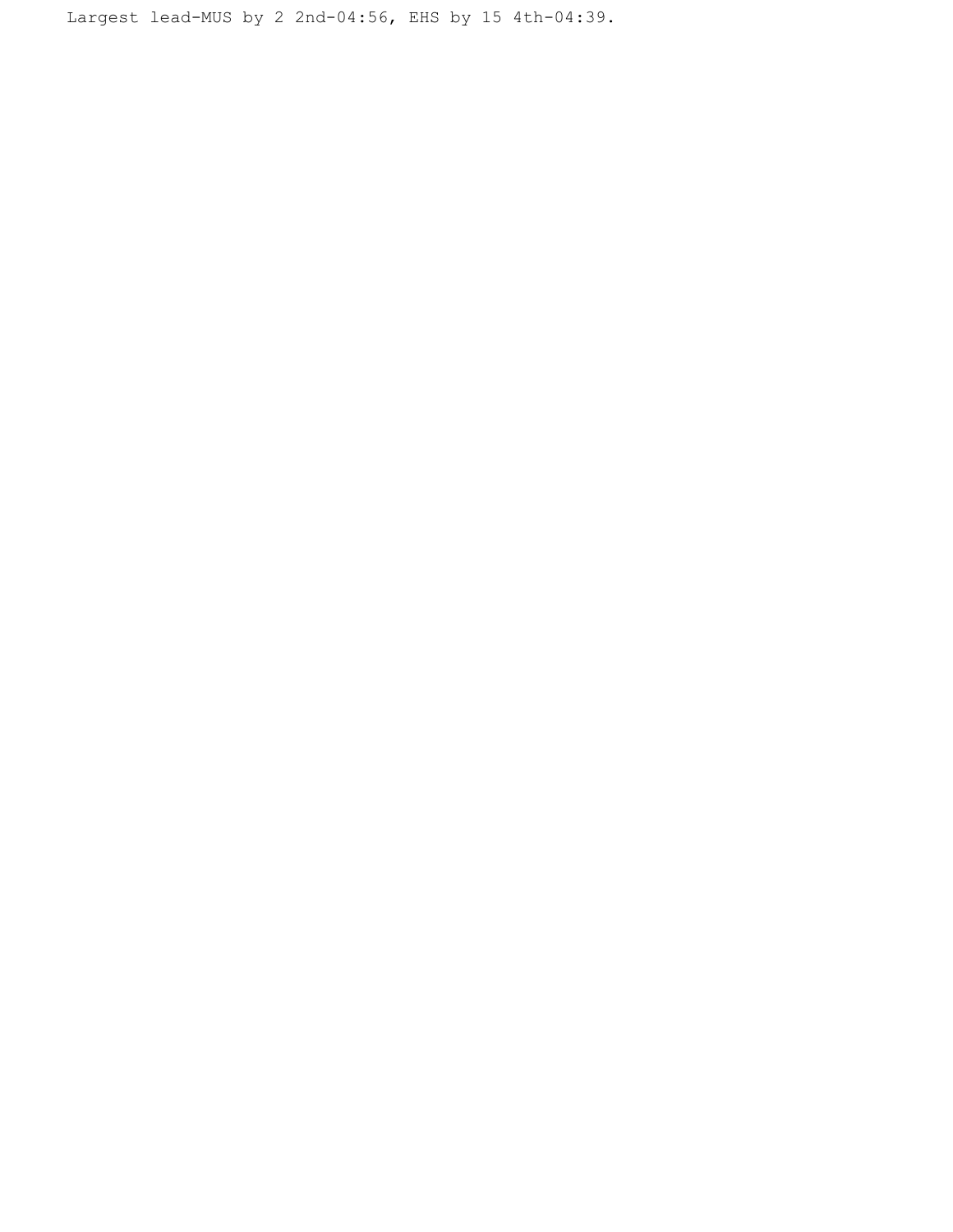Largest lead-MUS by 2 2nd-04:56, EHS by 15 4th-04:39.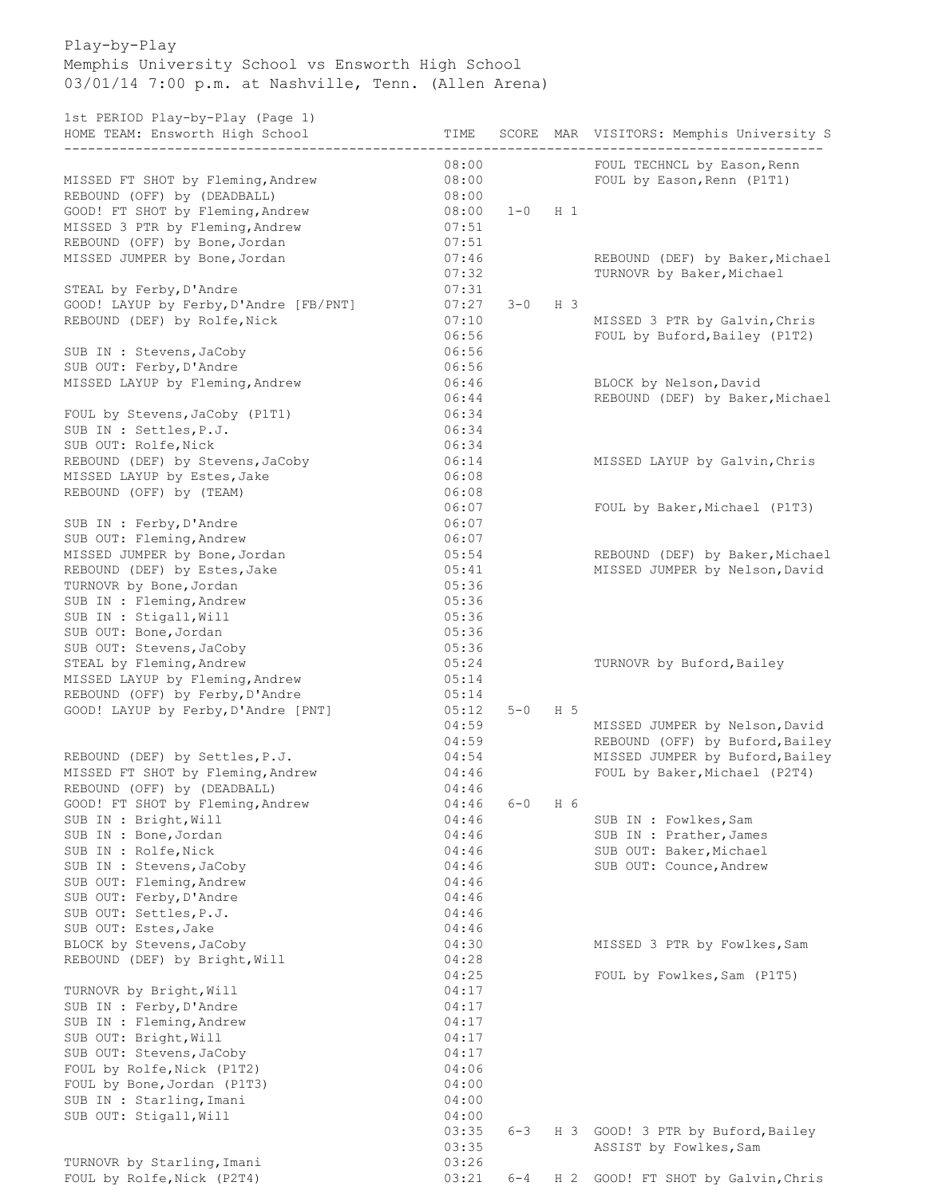Play-by-Play
Memphis University School vs Ensworth High School
03/01/14 7:00 p.m. at Nashville, Tenn. (Allen Arena)

1st PERIOD Play-by-Play (Page 1)

| HOME TEAM: Ensworth High School | TIME | SCORE | MAR | VISITORS: Memphis University S |
|---|---|---|---|---|
| | 08:00 | | | FOUL TECHNCL by Eason,Renn |
| MISSED FT SHOT by Fleming,Andrew | 08:00 | | | FOUL by Eason,Renn (P1T1) |
| REBOUND (OFF) by (DEADBALL) | 08:00 | | | |
| GOOD! FT SHOT by Fleming,Andrew | 08:00 | 1-0 | H 1 | |
| MISSED 3 PTR by Fleming,Andrew | 07:51 | | | |
| REBOUND (OFF) by Bone,Jordan | 07:51 | | | |
| MISSED JUMPER by Bone,Jordan | 07:46 | | | REBOUND (DEF) by Baker,Michael |
| | 07:32 | | | TURNOVR by Baker,Michael |
| STEAL by Ferby,D'Andre | 07:31 | | | |
| GOOD! LAYUP by Ferby,D'Andre [FB/PNT] | 07:27 | 3-0 | H 3 | |
| REBOUND (DEF) by Rolfe,Nick | 07:10 | | | MISSED 3 PTR by Galvin,Chris |
| | 06:56 | | | FOUL by Buford,Bailey (P1T2) |
| SUB IN : Stevens,JaCoby | 06:56 | | | |
| SUB OUT: Ferby,D'Andre | 06:56 | | | |
| MISSED LAYUP by Fleming,Andrew | 06:46 | | | BLOCK by Nelson,David |
| | 06:44 | | | REBOUND (DEF) by Baker,Michael |
| FOUL by Stevens,JaCoby (P1T1) | 06:34 | | | |
| SUB IN : Settles,P.J. | 06:34 | | | |
| SUB OUT: Rolfe,Nick | 06:34 | | | |
| REBOUND (DEF) by Stevens,JaCoby | 06:14 | | | MISSED LAYUP by Galvin,Chris |
| MISSED LAYUP by Estes,Jake | 06:08 | | | |
| REBOUND (OFF) by (TEAM) | 06:08 | | | |
| | 06:07 | | | FOUL by Baker,Michael (P1T3) |
| SUB IN : Ferby,D'Andre | 06:07 | | | |
| SUB OUT: Fleming,Andrew | 06:07 | | | |
| MISSED JUMPER by Bone,Jordan | 05:54 | | | REBOUND (DEF) by Baker,Michael |
| REBOUND (DEF) by Estes,Jake | 05:41 | | | MISSED JUMPER by Nelson,David |
| TURNOVR by Bone,Jordan | 05:36 | | | |
| SUB IN : Fleming,Andrew | 05:36 | | | |
| SUB IN : Stigall,Will | 05:36 | | | |
| SUB OUT: Bone,Jordan | 05:36 | | | |
| SUB OUT: Stevens,JaCoby | 05:36 | | | |
| STEAL by Fleming,Andrew | 05:24 | | | TURNOVR by Buford,Bailey |
| MISSED LAYUP by Fleming,Andrew | 05:14 | | | |
| REBOUND (OFF) by Ferby,D'Andre | 05:14 | | | |
| GOOD! LAYUP by Ferby,D'Andre [PNT] | 05:12 | 5-0 | H 5 | |
| | 04:59 | | | MISSED JUMPER by Nelson,David |
| | 04:59 | | | REBOUND (OFF) by Buford,Bailey |
| REBOUND (DEF) by Settles,P.J. | 04:54 | | | MISSED JUMPER by Buford,Bailey |
| MISSED FT SHOT by Fleming,Andrew | 04:46 | | | FOUL by Baker,Michael (P2T4) |
| REBOUND (OFF) by (DEADBALL) | 04:46 | | | |
| GOOD! FT SHOT by Fleming,Andrew | 04:46 | 6-0 | H 6 | |
| SUB IN : Bright,Will | 04:46 | | | SUB IN : Fowlkes,Sam |
| SUB IN : Bone,Jordan | 04:46 | | | SUB IN : Prather,James |
| SUB IN : Rolfe,Nick | 04:46 | | | SUB OUT: Baker,Michael |
| SUB IN : Stevens,JaCoby | 04:46 | | | SUB OUT: Counce,Andrew |
| SUB OUT: Fleming,Andrew | 04:46 | | | |
| SUB OUT: Ferby,D'Andre | 04:46 | | | |
| SUB OUT: Settles,P.J. | 04:46 | | | |
| SUB OUT: Estes,Jake | 04:46 | | | |
| BLOCK by Stevens,JaCoby | 04:30 | | | MISSED 3 PTR by Fowlkes,Sam |
| REBOUND (DEF) by Bright,Will | 04:28 | | | |
| | 04:25 | | | FOUL by Fowlkes,Sam (P1T5) |
| TURNOVR by Bright,Will | 04:17 | | | |
| SUB IN : Ferby,D'Andre | 04:17 | | | |
| SUB IN : Fleming,Andrew | 04:17 | | | |
| SUB OUT: Bright,Will | 04:17 | | | |
| SUB OUT: Stevens,JaCoby | 04:17 | | | |
| FOUL by Rolfe,Nick (P1T2) | 04:06 | | | |
| FOUL by Bone,Jordan (P1T3) | 04:00 | | | |
| SUB IN : Starling,Imani | 04:00 | | | |
| SUB OUT: Stigall,Will | 04:00 | | | |
| | 03:35 | 6-3 | H 3 | GOOD! 3 PTR by Buford,Bailey |
| | 03:35 | | | ASSIST by Fowlkes,Sam |
| TURNOVR by Starling,Imani | 03:26 | | | |
| FOUL by Rolfe,Nick (P2T4) | 03:21 | 6-4 | H 2 | GOOD! FT SHOT by Galvin,Chris |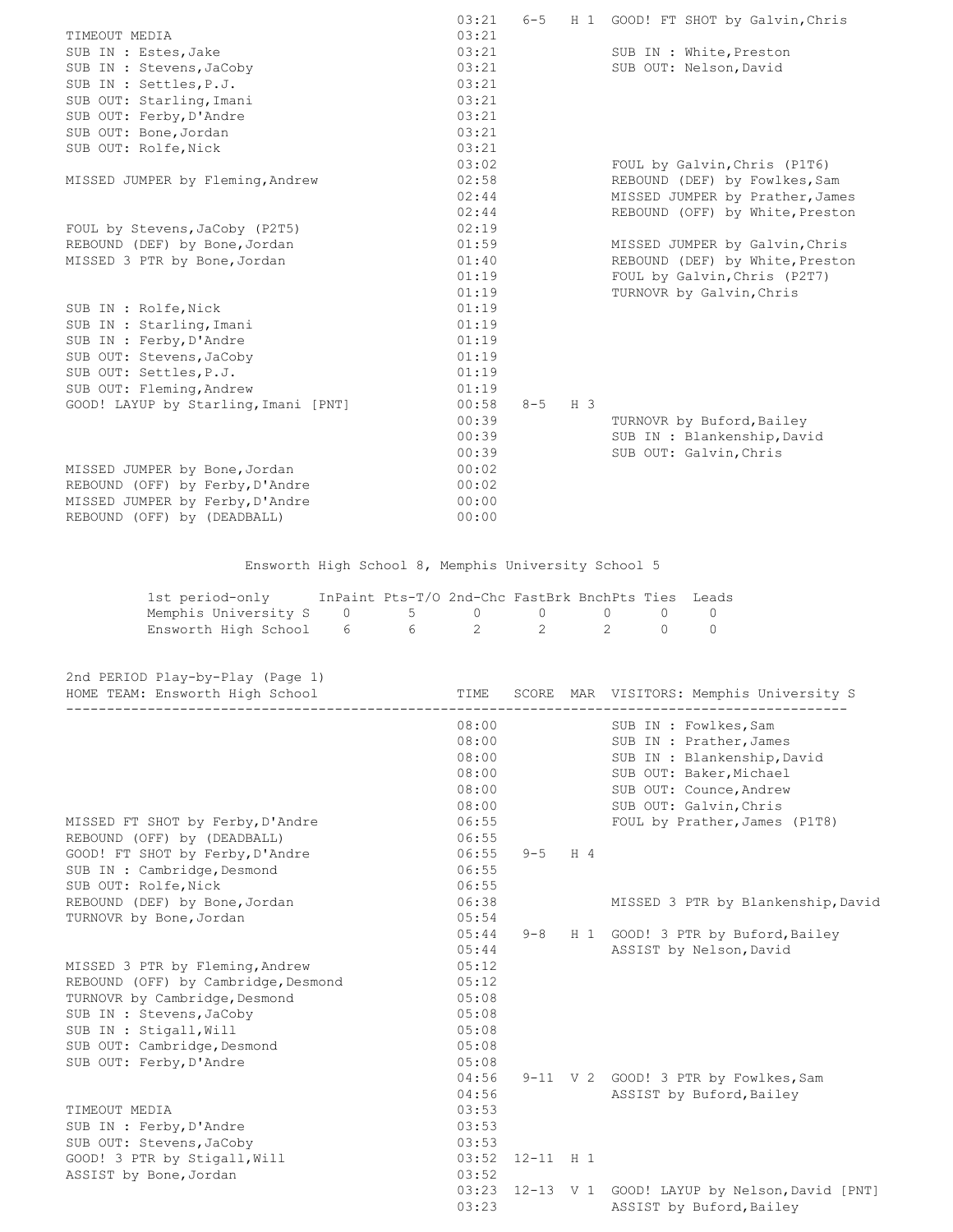| HOME | TIME | SCORE | MAR | VISITORS |
|---|---|---|---|---|
| | 03:21 | 6-5 | H 1 | GOOD! FT SHOT by Galvin,Chris |
| TIMEOUT MEDIA | 03:21 | | | |
| SUB IN : Estes,Jake | 03:21 | | | SUB IN : White,Preston |
| SUB IN : Stevens,JaCoby | 03:21 | | | SUB OUT: Nelson,David |
| SUB IN : Settles,P.J. | 03:21 | | | |
| SUB OUT: Starling,Imani | 03:21 | | | |
| SUB OUT: Ferby,D'Andre | 03:21 | | | |
| SUB OUT: Bone,Jordan | 03:21 | | | |
| SUB OUT: Rolfe,Nick | 03:21 | | | |
| | 03:02 | | | FOUL by Galvin,Chris (P1T6) |
| MISSED JUMPER by Fleming,Andrew | 02:58 | | | REBOUND (DEF) by Fowlkes,Sam |
| | 02:44 | | | MISSED JUMPER by Prather,James |
| | 02:44 | | | REBOUND (OFF) by White,Preston |
| FOUL by Stevens,JaCoby (P2T5) | 02:19 | | | |
| REBOUND (DEF) by Bone,Jordan | 01:59 | | | MISSED JUMPER by Galvin,Chris |
| MISSED 3 PTR by Bone,Jordan | 01:40 | | | REBOUND (DEF) by White,Preston |
| | 01:19 | | | FOUL by Galvin,Chris (P2T7) |
| | 01:19 | | | TURNOVR by Galvin,Chris |
| SUB IN : Rolfe,Nick | 01:19 | | | |
| SUB IN : Starling,Imani | 01:19 | | | |
| SUB IN : Ferby,D'Andre | 01:19 | | | |
| SUB OUT: Stevens,JaCoby | 01:19 | | | |
| SUB OUT: Settles,P.J. | 01:19 | | | |
| SUB OUT: Fleming,Andrew | 01:19 | | | |
| GOOD! LAYUP by Starling,Imani [PNT] | 00:58 | 8-5 | H 3 | |
| | 00:39 | | | TURNOVR by Buford,Bailey |
| | 00:39 | | | SUB IN : Blankenship,David |
| | 00:39 | | | SUB OUT: Galvin,Chris |
| MISSED JUMPER by Bone,Jordan | 00:02 | | | |
| REBOUND (OFF) by Ferby,D'Andre | 00:02 | | | |
| MISSED JUMPER by Ferby,D'Andre | 00:00 | | | |
| REBOUND (OFF) by (DEADBALL) | 00:00 | | | |

Ensworth High School 8, Memphis University School 5

| 1st period-only | InPaint | Pts-T/O | 2nd-Chc | FastBrk | BnchPts | Ties | Leads |
|---|---|---|---|---|---|---|---|
| Memphis University S | 0 | 5 | 0 | 0 | 0 | 0 | 0 |
| Ensworth High School | 6 | 6 | 2 | 2 | 2 | 0 | 0 |

## 2nd PERIOD Play-by-Play (Page 1)

HOME TEAM: Ensworth High School — VISITORS: Memphis University S

| HOME TEAM: Ensworth High School | TIME | SCORE | MAR | VISITORS: Memphis University S |
|---|---|---|---|---|
| | 08:00 | | | SUB IN : Fowlkes,Sam |
| | 08:00 | | | SUB IN : Prather,James |
| | 08:00 | | | SUB IN : Blankenship,David |
| | 08:00 | | | SUB OUT: Baker,Michael |
| | 08:00 | | | SUB OUT: Counce,Andrew |
| | 08:00 | | | SUB OUT: Galvin,Chris |
| MISSED FT SHOT by Ferby,D'Andre | 06:55 | | | FOUL by Prather,James (P1T8) |
| REBOUND (OFF) by (DEADBALL) | 06:55 | | | |
| GOOD! FT SHOT by Ferby,D'Andre | 06:55 | 9-5 | H 4 | |
| SUB IN : Cambridge,Desmond | 06:55 | | | |
| SUB OUT: Rolfe,Nick | 06:55 | | | |
| REBOUND (DEF) by Bone,Jordan | 06:38 | | | MISSED 3 PTR by Blankenship,David |
| TURNOVR by Bone,Jordan | 05:54 | | | |
| | 05:44 | 9-8 | H 1 | GOOD! 3 PTR by Buford,Bailey |
| | 05:44 | | | ASSIST by Nelson,David |
| MISSED 3 PTR by Fleming,Andrew | 05:12 | | | |
| REBOUND (OFF) by Cambridge,Desmond | 05:12 | | | |
| TURNOVR by Cambridge,Desmond | 05:08 | | | |
| SUB IN : Stevens,JaCoby | 05:08 | | | |
| SUB IN : Stigall,Will | 05:08 | | | |
| SUB OUT: Cambridge,Desmond | 05:08 | | | |
| SUB OUT: Ferby,D'Andre | 05:08 | | | |
| | 04:56 | 9-11 | V 2 | GOOD! 3 PTR by Fowlkes,Sam |
| | 04:56 | | | ASSIST by Buford,Bailey |
| TIMEOUT MEDIA | 03:53 | | | |
| SUB IN : Ferby,D'Andre | 03:53 | | | |
| SUB OUT: Stevens,JaCoby | 03:53 | | | |
| GOOD! 3 PTR by Stigall,Will | 03:52 | 12-11 | H 1 | |
| ASSIST by Bone,Jordan | 03:52 | | | |
| | 03:23 | 12-13 | V 1 | GOOD! LAYUP by Nelson,David [PNT] |
| | 03:23 | | | ASSIST by Buford,Bailey |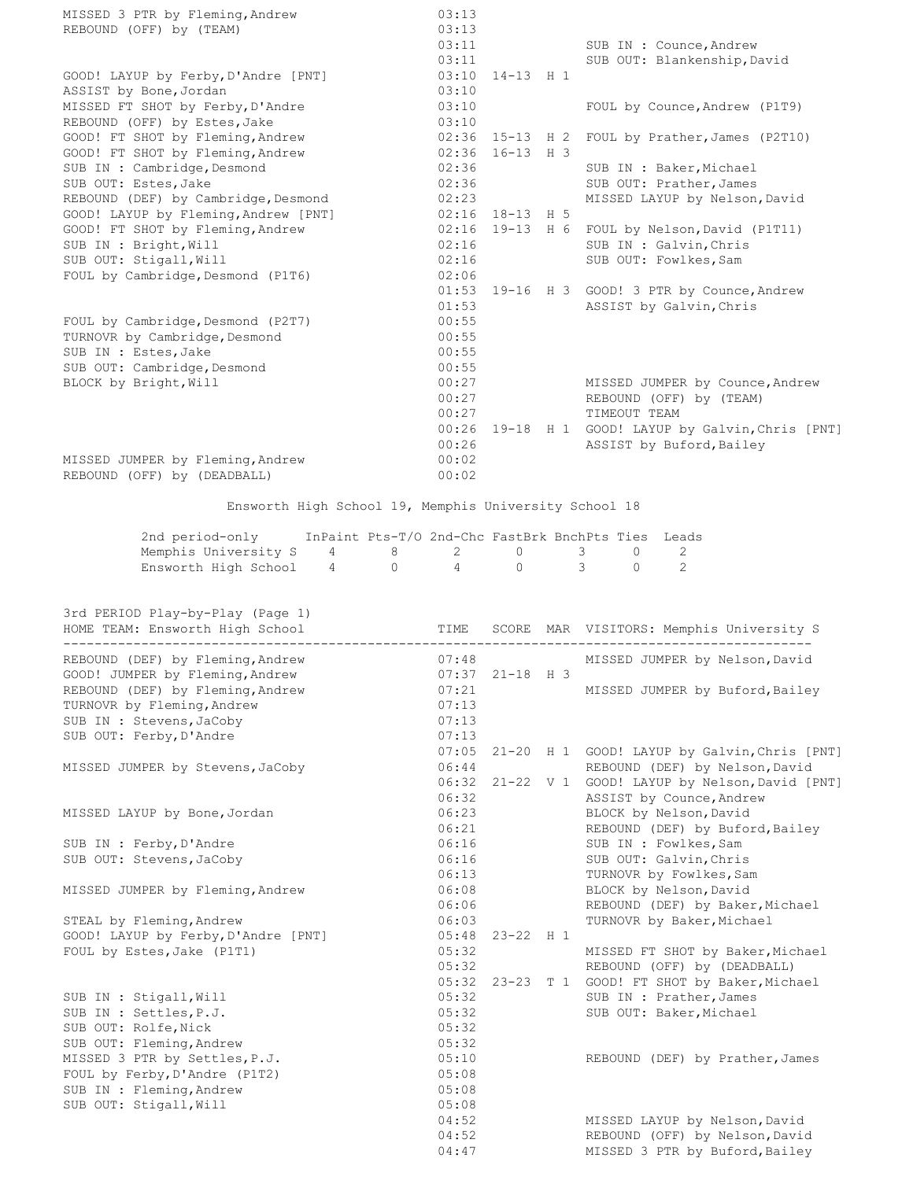| HOME | TIME | SCORE | MAR | VISITORS |
|---|---|---|---|---|
| MISSED 3 PTR by Fleming,Andrew | 03:13 | | | |
| REBOUND (OFF) by (TEAM) | 03:13 | | | |
| | 03:11 | | | SUB IN : Counce,Andrew |
| | 03:11 | | | SUB OUT: Blankenship,David |
| GOOD! LAYUP by Ferby,D'Andre [PNT] | 03:10 | 14-13 | H 1 | |
| ASSIST by Bone,Jordan | 03:10 | | | |
| MISSED FT SHOT by Ferby,D'Andre | 03:10 | | | FOUL by Counce,Andrew (P1T9) |
| REBOUND (OFF) by Estes,Jake | 03:10 | | | |
| GOOD! FT SHOT by Fleming,Andrew | 02:36 | 15-13 | H 2 | FOUL by Prather,James (P2T10) |
| GOOD! FT SHOT by Fleming,Andrew | 02:36 | 16-13 | H 3 | |
| SUB IN : Cambridge,Desmond | 02:36 | | | SUB IN : Baker,Michael |
| SUB OUT: Estes,Jake | 02:36 | | | SUB OUT: Prather,James |
| REBOUND (DEF) by Cambridge,Desmond | 02:23 | | | MISSED LAYUP by Nelson,David |
| GOOD! LAYUP by Fleming,Andrew [PNT] | 02:16 | 18-13 | H 5 | |
| GOOD! FT SHOT by Fleming,Andrew | 02:16 | 19-13 | H 6 | FOUL by Nelson,David (P1T11) |
| SUB IN : Bright,Will | 02:16 | | | SUB IN : Galvin,Chris |
| SUB OUT: Stigall,Will | 02:16 | | | SUB OUT: Fowlkes,Sam |
| FOUL by Cambridge,Desmond (P1T6) | 02:06 | | | |
| | 01:53 | 19-16 | H 3 | GOOD! 3 PTR by Counce,Andrew |
| | 01:53 | | | ASSIST by Galvin,Chris |
| FOUL by Cambridge,Desmond (P2T7) | 00:55 | | | |
| TURNOVR by Cambridge,Desmond | 00:55 | | | |
| SUB IN : Estes,Jake | 00:55 | | | |
| SUB OUT: Cambridge,Desmond | 00:55 | | | |
| BLOCK by Bright,Will | 00:27 | | | MISSED JUMPER by Counce,Andrew |
| | 00:27 | | | REBOUND (OFF) by (TEAM) |
| | 00:27 | | | TIMEOUT TEAM |
| | 00:26 | 19-18 | H 1 | GOOD! LAYUP by Galvin,Chris [PNT] |
| | 00:26 | | | ASSIST by Buford,Bailey |
| MISSED JUMPER by Fleming,Andrew | 00:02 | | | |
| REBOUND (OFF) by (DEADBALL) | 00:02 | | | |

Ensworth High School 19, Memphis University School 18

| 2nd period-only | InPaint | Pts-T/O | 2nd-Chc | FastBrk | BnchPts | Ties | Leads |
|---|---|---|---|---|---|---|---|
| Memphis University S | 4 | 8 | 2 | 0 | 3 | 0 | 2 |
| Ensworth High School | 4 | 0 | 4 | 0 | 3 | 0 | 2 |

## 3rd PERIOD Play-by-Play (Page 1)

| HOME TEAM: Ensworth High School | TIME | SCORE | MAR | VISITORS: Memphis University S |
|---|---|---|---|---|
| REBOUND (DEF) by Fleming,Andrew | 07:48 | | | MISSED JUMPER by Nelson,David |
| GOOD! JUMPER by Fleming,Andrew | 07:37 | 21-18 | H 3 | |
| REBOUND (DEF) by Fleming,Andrew | 07:21 | | | MISSED JUMPER by Buford,Bailey |
| TURNOVR by Fleming,Andrew | 07:13 | | | |
| SUB IN : Stevens,JaCoby | 07:13 | | | |
| SUB OUT: Ferby,D'Andre | 07:13 | | | |
| | 07:05 | 21-20 | H 1 | GOOD! LAYUP by Galvin,Chris [PNT] |
| MISSED JUMPER by Stevens,JaCoby | 06:44 | | | REBOUND (DEF) by Nelson,David |
| | 06:32 | 21-22 | V 1 | GOOD! LAYUP by Nelson,David [PNT] |
| | 06:32 | | | ASSIST by Counce,Andrew |
| MISSED LAYUP by Bone,Jordan | 06:23 | | | BLOCK by Nelson,David |
| | 06:21 | | | REBOUND (DEF) by Buford,Bailey |
| SUB IN : Ferby,D'Andre | 06:16 | | | SUB IN : Fowlkes,Sam |
| SUB OUT: Stevens,JaCoby | 06:16 | | | SUB OUT: Galvin,Chris |
| | 06:13 | | | TURNOVR by Fowlkes,Sam |
| MISSED JUMPER by Fleming,Andrew | 06:08 | | | BLOCK by Nelson,David |
| | 06:06 | | | REBOUND (DEF) by Baker,Michael |
| STEAL by Fleming,Andrew | 06:03 | | | TURNOVR by Baker,Michael |
| GOOD! LAYUP by Ferby,D'Andre [PNT] | 05:48 | 23-22 | H 1 | |
| FOUL by Estes,Jake (P1T1) | 05:32 | | | MISSED FT SHOT by Baker,Michael |
| | 05:32 | | | REBOUND (OFF) by (DEADBALL) |
| | 05:32 | 23-23 | T 1 | GOOD! FT SHOT by Baker,Michael |
| SUB IN : Stigall,Will | 05:32 | | | SUB IN : Prather,James |
| SUB IN : Settles,P.J. | 05:32 | | | SUB OUT: Baker,Michael |
| SUB OUT: Rolfe,Nick | 05:32 | | | |
| SUB OUT: Fleming,Andrew | 05:32 | | | |
| MISSED 3 PTR by Settles,P.J. | 05:10 | | | REBOUND (DEF) by Prather,James |
| FOUL by Ferby,D'Andre (P1T2) | 05:08 | | | |
| SUB IN : Fleming,Andrew | 05:08 | | | |
| SUB OUT: Stigall,Will | 05:08 | | | |
| | 04:52 | | | MISSED LAYUP by Nelson,David |
| | 04:52 | | | REBOUND (OFF) by Nelson,David |
| | 04:47 | | | MISSED 3 PTR by Buford,Bailey |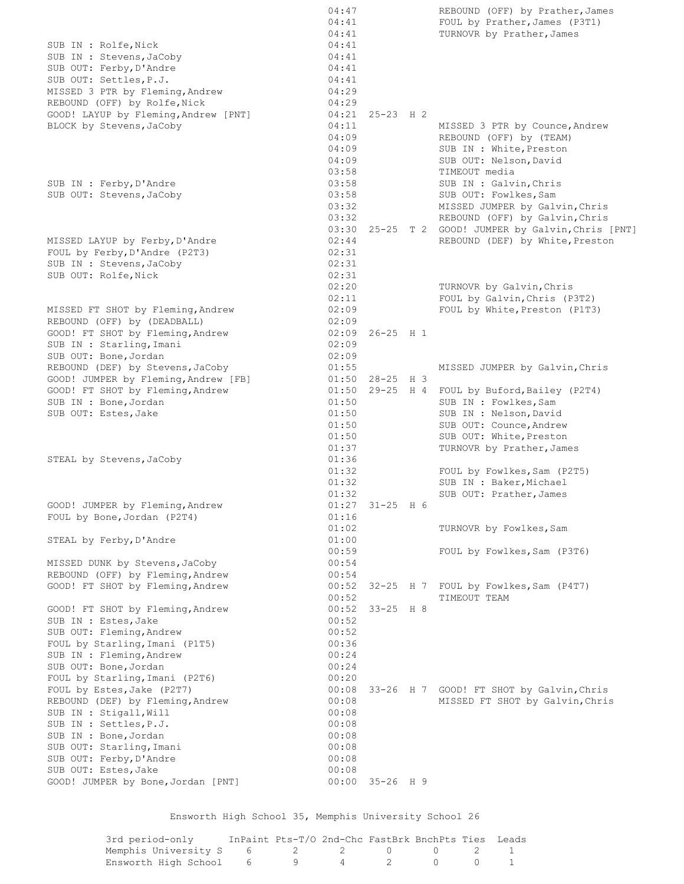| Home | Time | Score | Margin | Visitor |
|---|---|---|---|---|
| | 04:47 | | | REBOUND (OFF) by Prather,James |
| | 04:41 | | | FOUL by Prather,James (P3T1) |
| | 04:41 | | | TURNOVR by Prather,James |
| SUB IN : Rolfe,Nick | 04:41 | | | |
| SUB IN : Stevens,JaCoby | 04:41 | | | |
| SUB OUT: Ferby,D'Andre | 04:41 | | | |
| SUB OUT: Settles,P.J. | 04:41 | | | |
| MISSED 3 PTR by Fleming,Andrew | 04:29 | | | |
| REBOUND (OFF) by Rolfe,Nick | 04:29 | | | |
| GOOD! LAYUP by Fleming,Andrew [PNT] | 04:21 | 25-23 | H 2 | |
| BLOCK by Stevens,JaCoby | 04:11 | | | MISSED 3 PTR by Counce,Andrew |
| | 04:09 | | | REBOUND (OFF) by (TEAM) |
| | 04:09 | | | SUB IN : White,Preston |
| | 04:09 | | | SUB OUT: Nelson,David |
| | 03:58 | | | TIMEOUT media |
| SUB IN : Ferby,D'Andre | 03:58 | | | SUB IN : Galvin,Chris |
| SUB OUT: Stevens,JaCoby | 03:58 | | | SUB OUT: Fowlkes,Sam |
| | 03:32 | | | MISSED JUMPER by Galvin,Chris |
| | 03:32 | | | REBOUND (OFF) by Galvin,Chris |
| | 03:30 | 25-25 | T 2 | GOOD! JUMPER by Galvin,Chris [PNT] |
| MISSED LAYUP by Ferby,D'Andre | 02:44 | | | REBOUND (DEF) by White,Preston |
| FOUL by Ferby,D'Andre (P2T3) | 02:31 | | | |
| SUB IN : Stevens,JaCoby | 02:31 | | | |
| SUB OUT: Rolfe,Nick | 02:31 | | | |
| | 02:20 | | | TURNOVR by Galvin,Chris |
| | 02:11 | | | FOUL by Galvin,Chris (P3T2) |
| MISSED FT SHOT by Fleming,Andrew | 02:09 | | | FOUL by White,Preston (P1T3) |
| REBOUND (OFF) by (DEADBALL) | 02:09 | | | |
| GOOD! FT SHOT by Fleming,Andrew | 02:09 | 26-25 | H 1 | |
| SUB IN : Starling,Imani | 02:09 | | | |
| SUB OUT: Bone,Jordan | 02:09 | | | |
| REBOUND (DEF) by Stevens,JaCoby | 01:55 | | | MISSED JUMPER by Galvin,Chris |
| GOOD! JUMPER by Fleming,Andrew [FB] | 01:50 | 28-25 | H 3 | |
| GOOD! FT SHOT by Fleming,Andrew | 01:50 | 29-25 | H 4 | FOUL by Buford,Bailey (P2T4) |
| SUB IN : Bone,Jordan | 01:50 | | | SUB IN : Fowlkes,Sam |
| SUB OUT: Estes,Jake | 01:50 | | | SUB IN : Nelson,David |
| | 01:50 | | | SUB OUT: Counce,Andrew |
| | 01:50 | | | SUB OUT: White,Preston |
| | 01:37 | | | TURNOVR by Prather,James |
| STEAL by Stevens,JaCoby | 01:36 | | | |
| | 01:32 | | | FOUL by Fowlkes,Sam (P2T5) |
| | 01:32 | | | SUB IN : Baker,Michael |
| | 01:32 | | | SUB OUT: Prather,James |
| GOOD! JUMPER by Fleming,Andrew | 01:27 | 31-25 | H 6 | |
| FOUL by Bone,Jordan (P2T4) | 01:16 | | | |
| | 01:02 | | | TURNOVR by Fowlkes,Sam |
| STEAL by Ferby,D'Andre | 01:00 | | | |
| | 00:59 | | | FOUL by Fowlkes,Sam (P3T6) |
| MISSED DUNK by Stevens,JaCoby | 00:54 | | | |
| REBOUND (OFF) by Fleming,Andrew | 00:54 | | | |
| GOOD! FT SHOT by Fleming,Andrew | 00:52 | 32-25 | H 7 | FOUL by Fowlkes,Sam (P4T7) |
| | 00:52 | | | TIMEOUT TEAM |
| GOOD! FT SHOT by Fleming,Andrew | 00:52 | 33-25 | H 8 | |
| SUB IN : Estes,Jake | 00:52 | | | |
| SUB OUT: Fleming,Andrew | 00:52 | | | |
| FOUL by Starling,Imani (P1T5) | 00:36 | | | |
| SUB IN : Fleming,Andrew | 00:24 | | | |
| SUB OUT: Bone,Jordan | 00:24 | | | |
| FOUL by Starling,Imani (P2T6) | 00:20 | | | |
| FOUL by Estes,Jake (P2T7) | 00:08 | 33-26 | H 7 | GOOD! FT SHOT by Galvin,Chris |
| REBOUND (DEF) by Fleming,Andrew | 00:08 | | | MISSED FT SHOT by Galvin,Chris |
| SUB IN : Stigall,Will | 00:08 | | | |
| SUB IN : Settles,P.J. | 00:08 | | | |
| SUB IN : Bone,Jordan | 00:08 | | | |
| SUB OUT: Starling,Imani | 00:08 | | | |
| SUB OUT: Ferby,D'Andre | 00:08 | | | |
| SUB OUT: Estes,Jake | 00:08 | | | |
| GOOD! JUMPER by Bone,Jordan [PNT] | 00:00 | 35-26 | H 9 | |

Ensworth High School 35, Memphis University School 26

| 3rd period-only | InPaint | Pts-T/O | 2nd-Chc | FastBrk | BnchPts | Ties | Leads |
|---|---|---|---|---|---|---|---|
| Memphis University S | 6 | 2 | 2 | 0 | 0 | 2 | 1 |
| Ensworth High School | 6 | 9 | 4 | 2 | 0 | 0 | 1 |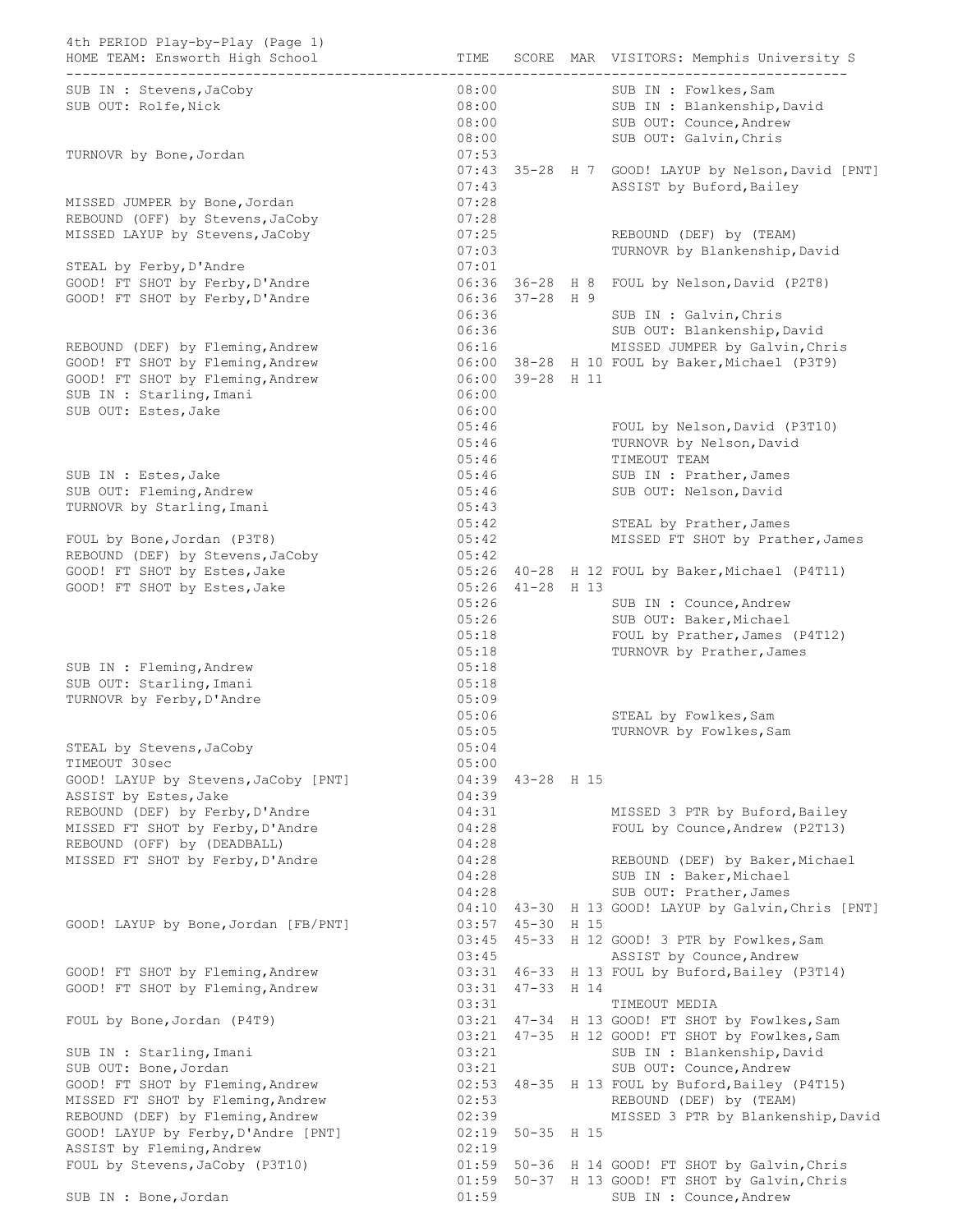4th PERIOD Play-by-Play (Page 1)

| HOME TEAM: Ensworth High School | TIME | SCORE | MAR | VISITORS: Memphis University S |
|---|---|---|---|---|
| SUB IN : Stevens,JaCoby | 08:00 | | | SUB IN : Fowlkes,Sam |
| SUB OUT: Rolfe,Nick | 08:00 | | | SUB IN : Blankenship,David |
| | 08:00 | | | SUB OUT: Counce,Andrew |
| | 08:00 | | | SUB OUT: Galvin,Chris |
| TURNOVR by Bone,Jordan | 07:53 | | | |
| | 07:43 | 35-28 | H 7 | GOOD! LAYUP by Nelson,David [PNT] |
| | 07:43 | | | ASSIST by Buford,Bailey |
| MISSED JUMPER by Bone,Jordan | 07:28 | | | |
| REBOUND (OFF) by Stevens,JaCoby | 07:28 | | | |
| MISSED LAYUP by Stevens,JaCoby | 07:25 | | | REBOUND (DEF) by (TEAM) |
| | 07:03 | | | TURNOVR by Blankenship,David |
| STEAL by Ferby,D'Andre | 07:01 | | | |
| GOOD! FT SHOT by Ferby,D'Andre | 06:36 | 36-28 | H 8 | FOUL by Nelson,David (P2T8) |
| GOOD! FT SHOT by Ferby,D'Andre | 06:36 | 37-28 | H 9 | |
| | 06:36 | | | SUB IN : Galvin,Chris |
| | 06:36 | | | SUB OUT: Blankenship,David |
| REBOUND (DEF) by Fleming,Andrew | 06:16 | | | MISSED JUMPER by Galvin,Chris |
| GOOD! FT SHOT by Fleming,Andrew | 06:00 | 38-28 | H 10 | FOUL by Baker,Michael (P3T9) |
| GOOD! FT SHOT by Fleming,Andrew | 06:00 | 39-28 | H 11 | |
| SUB IN : Starling,Imani | 06:00 | | | |
| SUB OUT: Estes,Jake | 06:00 | | | |
| | 05:46 | | | FOUL by Nelson,David (P3T10) |
| | 05:46 | | | TURNOVR by Nelson,David |
| | 05:46 | | | TIMEOUT TEAM |
| SUB IN : Estes,Jake | 05:46 | | | SUB IN : Prather,James |
| SUB OUT: Fleming,Andrew | 05:46 | | | SUB OUT: Nelson,David |
| TURNOVR by Starling,Imani | 05:43 | | | |
| | 05:42 | | | STEAL by Prather,James |
| FOUL by Bone,Jordan (P3T8) | 05:42 | | | MISSED FT SHOT by Prather,James |
| REBOUND (DEF) by Stevens,JaCoby | 05:42 | | | |
| GOOD! FT SHOT by Estes,Jake | 05:26 | 40-28 | H 12 | FOUL by Baker,Michael (P4T11) |
| GOOD! FT SHOT by Estes,Jake | 05:26 | 41-28 | H 13 | |
| | 05:26 | | | SUB IN : Counce,Andrew |
| | 05:26 | | | SUB OUT: Baker,Michael |
| | 05:18 | | | FOUL by Prather,James (P4T12) |
| | 05:18 | | | TURNOVR by Prather,James |
| SUB IN : Fleming,Andrew | 05:18 | | | |
| SUB OUT: Starling,Imani | 05:18 | | | |
| TURNOVR by Ferby,D'Andre | 05:09 | | | |
| | 05:06 | | | STEAL by Fowlkes,Sam |
| | 05:05 | | | TURNOVR by Fowlkes,Sam |
| STEAL by Stevens,JaCoby | 05:04 | | | |
| TIMEOUT 30sec | 05:00 | | | |
| GOOD! LAYUP by Stevens,JaCoby [PNT] | 04:39 | 43-28 | H 15 | |
| ASSIST by Estes,Jake | 04:39 | | | |
| REBOUND (DEF) by Ferby,D'Andre | 04:31 | | | MISSED 3 PTR by Buford,Bailey |
| MISSED FT SHOT by Ferby,D'Andre | 04:28 | | | FOUL by Counce,Andrew (P2T13) |
| REBOUND (OFF) by (DEADBALL) | 04:28 | | | |
| MISSED FT SHOT by Ferby,D'Andre | 04:28 | | | REBOUND (DEF) by Baker,Michael |
| | 04:28 | | | SUB IN : Baker,Michael |
| | 04:28 | | | SUB OUT: Prather,James |
| | 04:10 | 43-30 | H 13 | GOOD! LAYUP by Galvin,Chris [PNT] |
| GOOD! LAYUP by Bone,Jordan [FB/PNT] | 03:57 | 45-30 | H 15 | |
| | 03:45 | 45-33 | H 12 | GOOD! 3 PTR by Fowlkes,Sam |
| | 03:45 | | | ASSIST by Counce,Andrew |
| GOOD! FT SHOT by Fleming,Andrew | 03:31 | 46-33 | H 13 | FOUL by Buford,Bailey (P3T14) |
| GOOD! FT SHOT by Fleming,Andrew | 03:31 | 47-33 | H 14 | |
| | 03:31 | | | TIMEOUT MEDIA |
| FOUL by Bone,Jordan (P4T9) | 03:21 | 47-34 | H 13 | GOOD! FT SHOT by Fowlkes,Sam |
| | 03:21 | 47-35 | H 12 | GOOD! FT SHOT by Fowlkes,Sam |
| SUB IN : Starling,Imani | 03:21 | | | SUB IN : Blankenship,David |
| SUB OUT: Bone,Jordan | 03:21 | | | SUB OUT: Counce,Andrew |
| GOOD! FT SHOT by Fleming,Andrew | 02:53 | 48-35 | H 13 | FOUL by Buford,Bailey (P4T15) |
| MISSED FT SHOT by Fleming,Andrew | 02:53 | | | REBOUND (DEF) by (TEAM) |
| REBOUND (DEF) by Fleming,Andrew | 02:39 | | | MISSED 3 PTR by Blankenship,David |
| GOOD! LAYUP by Ferby,D'Andre [PNT] | 02:19 | 50-35 | H 15 | |
| ASSIST by Fleming,Andrew | 02:19 | | | |
| FOUL by Stevens,JaCoby (P3T10) | 01:59 | 50-36 | H 14 | GOOD! FT SHOT by Galvin,Chris |
| | 01:59 | 50-37 | H 13 | GOOD! FT SHOT by Galvin,Chris |
| SUB IN : Bone,Jordan | 01:59 | | | SUB IN : Counce,Andrew |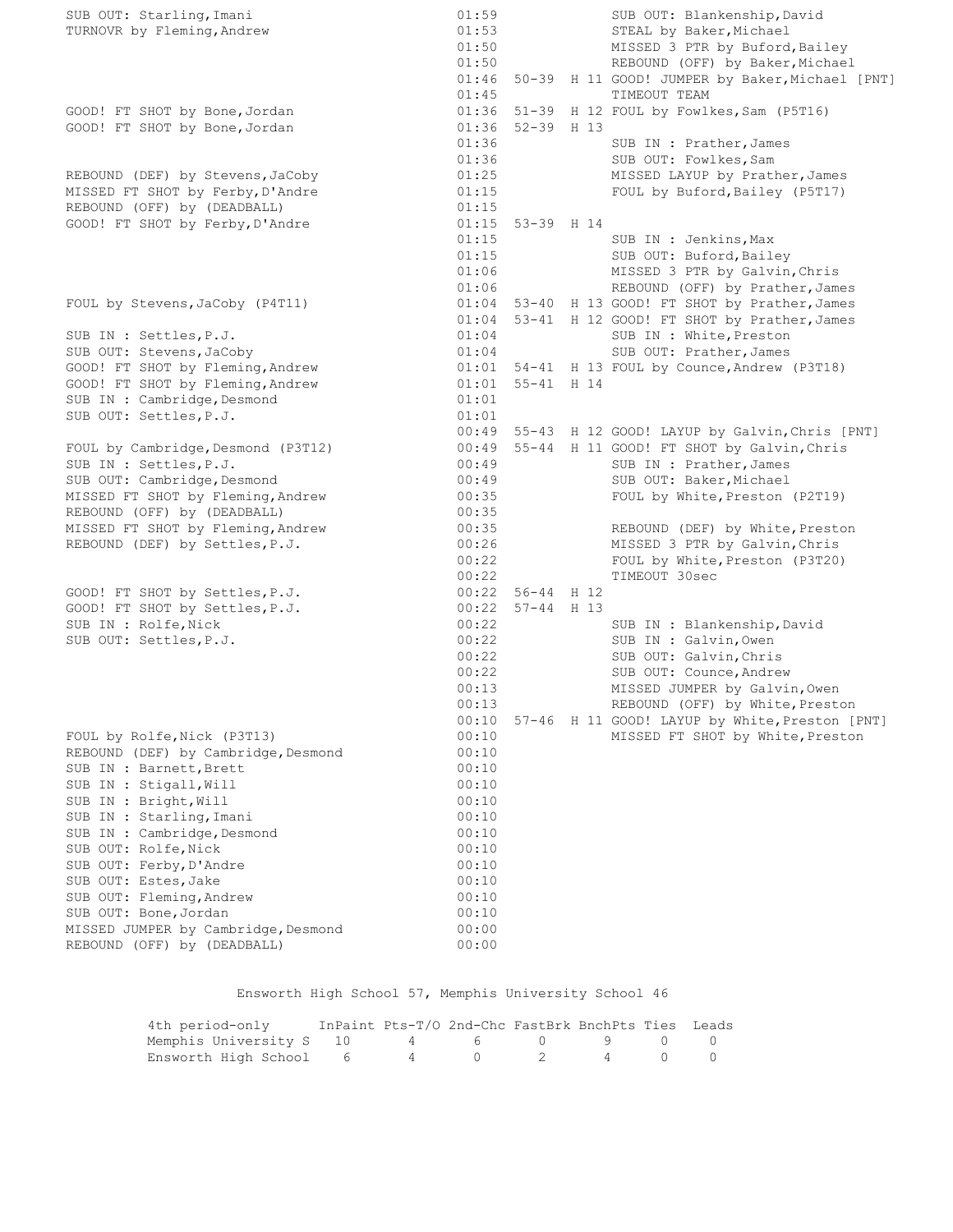| | | | | |
|---|---|---|---|---|
| SUB OUT: Starling,Imani | 01:59 | | | SUB OUT: Blankenship,David |
| TURNOVR by Fleming,Andrew | 01:53 | | | STEAL by Baker,Michael |
| | 01:50 | | | MISSED 3 PTR by Buford,Bailey |
| | 01:50 | | | REBOUND (OFF) by Baker,Michael |
| | 01:46 | 50-39 | H 11 | GOOD! JUMPER by Baker,Michael [PNT] |
| | 01:45 | | | TIMEOUT TEAM |
| GOOD! FT SHOT by Bone,Jordan | 01:36 | 51-39 | H 12 | FOUL by Fowlkes,Sam (P5T16) |
| GOOD! FT SHOT by Bone,Jordan | 01:36 | 52-39 | H 13 | |
| | 01:36 | | | SUB IN : Prather,James |
| | 01:36 | | | SUB OUT: Fowlkes,Sam |
| REBOUND (DEF) by Stevens,JaCoby | 01:25 | | | MISSED LAYUP by Prather,James |
| MISSED FT SHOT by Ferby,D'Andre | 01:15 | | | FOUL by Buford,Bailey (P5T17) |
| REBOUND (OFF) by (DEADBALL) | 01:15 | | | |
| GOOD! FT SHOT by Ferby,D'Andre | 01:15 | 53-39 | H 14 | |
| | 01:15 | | | SUB IN : Jenkins,Max |
| | 01:15 | | | SUB OUT: Buford,Bailey |
| | 01:06 | | | MISSED 3 PTR by Galvin,Chris |
| | 01:06 | | | REBOUND (OFF) by Prather,James |
| FOUL by Stevens,JaCoby (P4T11) | 01:04 | 53-40 | H 13 | GOOD! FT SHOT by Prather,James |
| | 01:04 | 53-41 | H 12 | GOOD! FT SHOT by Prather,James |
| SUB IN : Settles,P.J. | 01:04 | | | SUB IN : White,Preston |
| SUB OUT: Stevens,JaCoby | 01:04 | | | SUB OUT: Prather,James |
| GOOD! FT SHOT by Fleming,Andrew | 01:01 | 54-41 | H 13 | FOUL by Counce,Andrew (P3T18) |
| GOOD! FT SHOT by Fleming,Andrew | 01:01 | 55-41 | H 14 | |
| SUB IN : Cambridge,Desmond | 01:01 | | | |
| SUB OUT: Settles,P.J. | 01:01 | | | |
| | 00:49 | 55-43 | H 12 | GOOD! LAYUP by Galvin,Chris [PNT] |
| FOUL by Cambridge,Desmond (P3T12) | 00:49 | 55-44 | H 11 | GOOD! FT SHOT by Galvin,Chris |
| SUB IN : Settles,P.J. | 00:49 | | | SUB IN : Prather,James |
| SUB OUT: Cambridge,Desmond | 00:49 | | | SUB OUT: Baker,Michael |
| MISSED FT SHOT by Fleming,Andrew | 00:35 | | | FOUL by White,Preston (P2T19) |
| REBOUND (OFF) by (DEADBALL) | 00:35 | | | |
| MISSED FT SHOT by Fleming,Andrew | 00:35 | | | REBOUND (DEF) by White,Preston |
| REBOUND (DEF) by Settles,P.J. | 00:26 | | | MISSED 3 PTR by Galvin,Chris |
| | 00:22 | | | FOUL by White,Preston (P3T20) |
| | 00:22 | | | TIMEOUT 30sec |
| GOOD! FT SHOT by Settles,P.J. | 00:22 | 56-44 | H 12 | |
| GOOD! FT SHOT by Settles,P.J. | 00:22 | 57-44 | H 13 | |
| SUB IN : Rolfe,Nick | 00:22 | | | SUB IN : Blankenship,David |
| SUB OUT: Settles,P.J. | 00:22 | | | SUB IN : Galvin,Owen |
| | 00:22 | | | SUB OUT: Galvin,Chris |
| | 00:22 | | | SUB OUT: Counce,Andrew |
| | 00:13 | | | MISSED JUMPER by Galvin,Owen |
| | 00:13 | | | REBOUND (OFF) by White,Preston |
| | 00:10 | 57-46 | H 11 | GOOD! LAYUP by White,Preston [PNT] |
| FOUL by Rolfe,Nick (P3T13) | 00:10 | | | MISSED FT SHOT by White,Preston |
| REBOUND (DEF) by Cambridge,Desmond | 00:10 | | | |
| SUB IN : Barnett,Brett | 00:10 | | | |
| SUB IN : Stigall,Will | 00:10 | | | |
| SUB IN : Bright,Will | 00:10 | | | |
| SUB IN : Starling,Imani | 00:10 | | | |
| SUB IN : Cambridge,Desmond | 00:10 | | | |
| SUB OUT: Rolfe,Nick | 00:10 | | | |
| SUB OUT: Ferby,D'Andre | 00:10 | | | |
| SUB OUT: Estes,Jake | 00:10 | | | |
| SUB OUT: Fleming,Andrew | 00:10 | | | |
| SUB OUT: Bone,Jordan | 00:10 | | | |
| MISSED JUMPER by Cambridge,Desmond | 00:00 | | | |
| REBOUND (OFF) by (DEADBALL) | 00:00 | | | |

Ensworth High School 57, Memphis University School 46

| 4th period-only | InPaint | Pts-T/O | 2nd-Chc | FastBrk | BnchPts | Ties | Leads |
|---|---|---|---|---|---|---|---|
| Memphis University S | 10 | 4 | 6 | 0 | 9 | 0 | 0 |
| Ensworth High School | 6 | 4 | 0 | 2 | 4 | 0 | 0 |